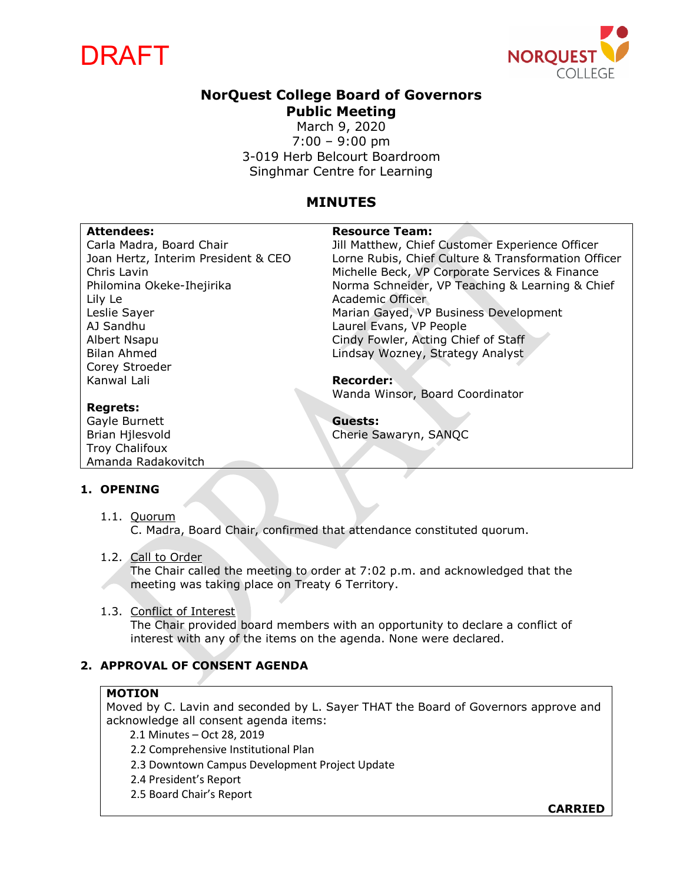DRAFT

# NorQuest College Board of Governors
## Public Meeting

March 9, 2020
7:00 – 9:00 pm
3-019 Herb Belcourt Boardroom
Singhmar Centre for Learning

## MINUTES

| **Attendees:** | **Resource Team:** |
|---|---|
| Carla Madra, Board Chair | Jill Matthew, Chief Customer Experience Officer |
| Joan Hertz, Interim President & CEO | Lorne Rubis, Chief Culture & Transformation Officer |
| Chris Lavin | Michelle Beck, VP Corporate Services & Finance |
| Philomina Okeke-Ihejirika | Norma Schneider, VP Teaching & Learning & Chief Academic Officer |
| Lily Le | Marian Gayed, VP Business Development |
| Leslie Sayer | Laurel Evans, VP People |
| AJ Sandhu | Cindy Fowler, Acting Chief of Staff |
| Albert Nsapu | Lindsay Wozney, Strategy Analyst |
| Bilan Ahmed | |
| Corey Stroeder | **Recorder:** |
| Kanwal Lali | Wanda Winsor, Board Coordinator |
| | |
| **Regrets:** | **Guests:** |
| Gayle Burnett | Cherie Sawaryn, SANQC |
| Brian Hjlesvold | |
| Troy Chalifoux | |
| Amanda Radakovitch | |

### 1. OPENING

1.1. Quorum
C. Madra, Board Chair, confirmed that attendance constituted quorum.

1.2. Call to Order
The Chair called the meeting to order at 7:02 p.m. and acknowledged that the meeting was taking place on Treaty 6 Territory.

1.3. Conflict of Interest
The Chair provided board members with an opportunity to declare a conflict of interest with any of the items on the agenda. None were declared.

### 2. APPROVAL OF CONSENT AGENDA

**MOTION**
Moved by C. Lavin and seconded by L. Sayer THAT the Board of Governors approve and acknowledge all consent agenda items:

2.1 Minutes – Oct 28, 2019
2.2 Comprehensive Institutional Plan
2.3 Downtown Campus Development Project Update
2.4 President's Report
2.5 Board Chair's Report

**CARRIED**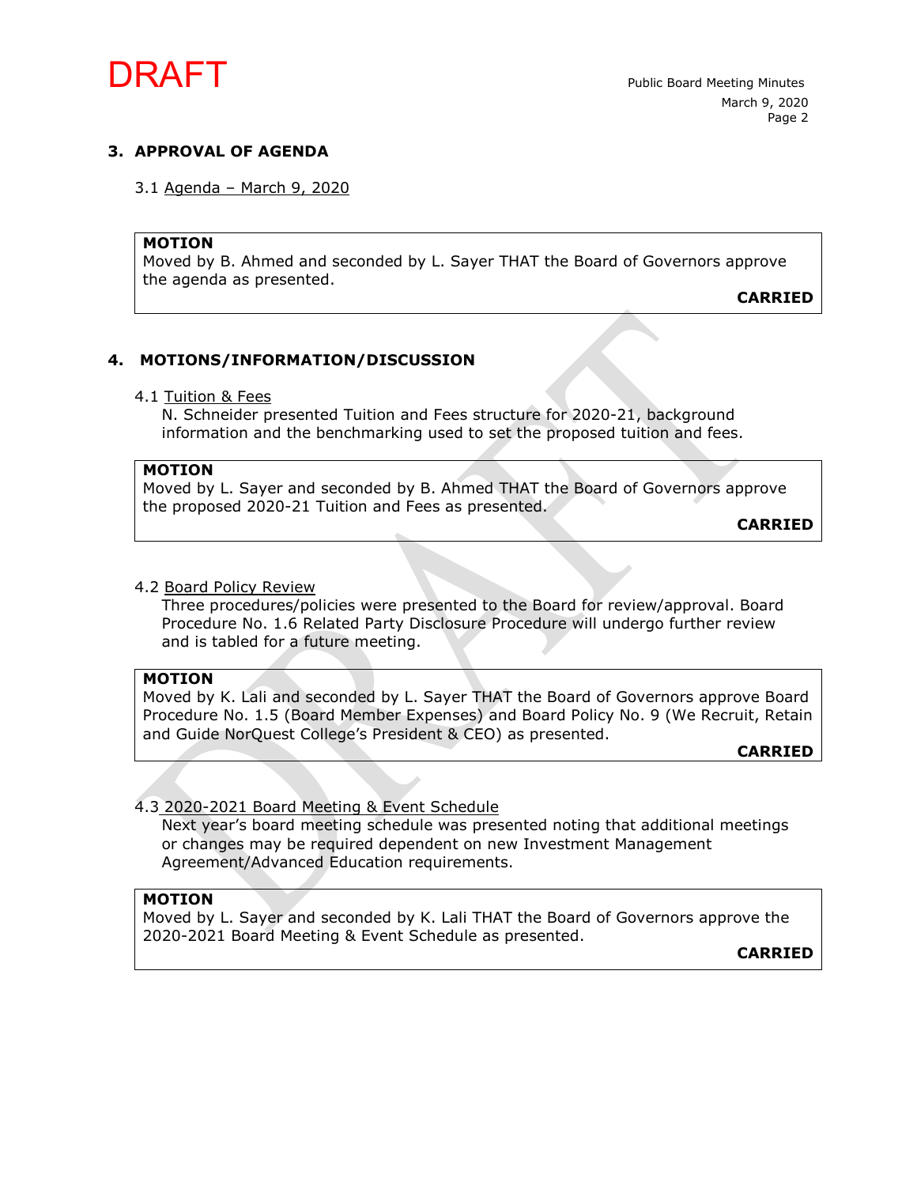## 3. APPROVAL OF AGENDA

3.1 Agenda – March 9, 2020

> **MOTION**
> Moved by B. Ahmed and seconded by L. Sayer THAT the Board of Governors approve the agenda as presented.
>
> **CARRIED**

## 4. MOTIONS/INFORMATION/DISCUSSION

4.1 Tuition & Fees

N. Schneider presented Tuition and Fees structure for 2020-21, background information and the benchmarking used to set the proposed tuition and fees.

> **MOTION**
> Moved by L. Sayer and seconded by B. Ahmed THAT the Board of Governors approve the proposed 2020-21 Tuition and Fees as presented.
>
> **CARRIED**

4.2 Board Policy Review

Three procedures/policies were presented to the Board for review/approval. Board Procedure No. 1.6 Related Party Disclosure Procedure will undergo further review and is tabled for a future meeting.

> **MOTION**
> Moved by K. Lali and seconded by L. Sayer THAT the Board of Governors approve Board Procedure No. 1.5 (Board Member Expenses) and Board Policy No. 9 (We Recruit, Retain and Guide NorQuest College's President & CEO) as presented.
>
> **CARRIED**

4.3 2020-2021 Board Meeting & Event Schedule

Next year's board meeting schedule was presented noting that additional meetings or changes may be required dependent on new Investment Management Agreement/Advanced Education requirements.

> **MOTION**
> Moved by L. Sayer and seconded by K. Lali THAT the Board of Governors approve the 2020-2021 Board Meeting & Event Schedule as presented.
>
> **CARRIED**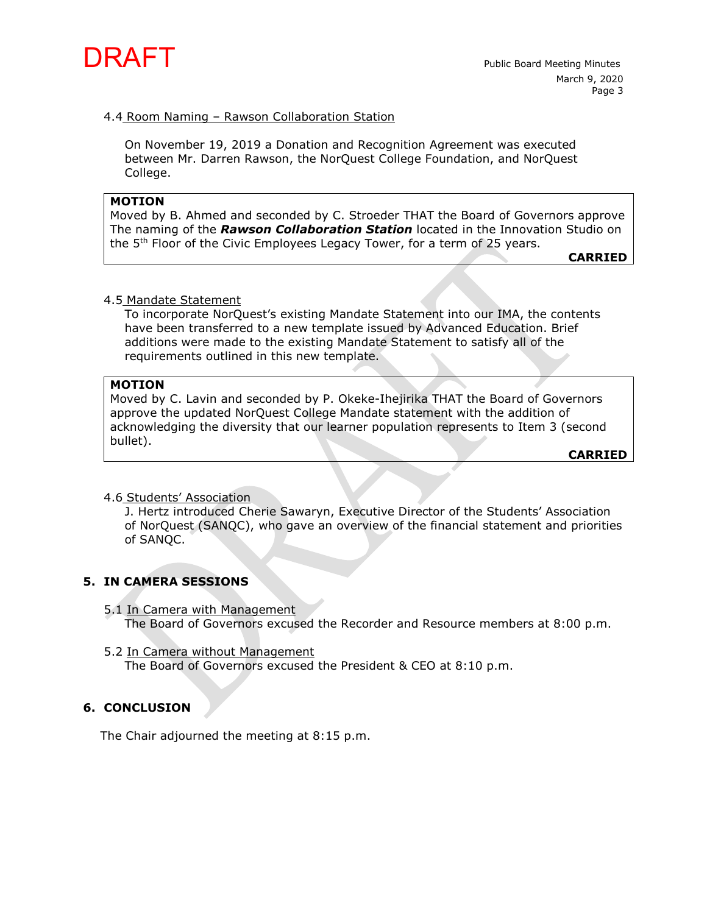4.4 Room Naming – Rawson Collaboration Station

On November 19, 2019 a Donation and Recognition Agreement was executed between Mr. Darren Rawson, the NorQuest College Foundation, and NorQuest College.

**MOTION**
Moved by B. Ahmed and seconded by C. Stroeder THAT the Board of Governors approve The naming of the ***Rawson Collaboration Station*** located in the Innovation Studio on the 5th Floor of the Civic Employees Legacy Tower, for a term of 25 years.

**CARRIED**

4.5 Mandate Statement

To incorporate NorQuest's existing Mandate Statement into our IMA, the contents have been transferred to a new template issued by Advanced Education. Brief additions were made to the existing Mandate Statement to satisfy all of the requirements outlined in this new template.

**MOTION**
Moved by C. Lavin and seconded by P. Okeke-Ihejirika THAT the Board of Governors approve the updated NorQuest College Mandate statement with the addition of acknowledging the diversity that our learner population represents to Item 3 (second bullet).

**CARRIED**

4.6 Students' Association

J. Hertz introduced Cherie Sawaryn, Executive Director of the Students' Association of NorQuest (SANQC), who gave an overview of the financial statement and priorities of SANQC.

## 5. IN CAMERA SESSIONS

5.1 In Camera with Management

The Board of Governors excused the Recorder and Resource members at 8:00 p.m.

5.2 In Camera without Management

The Board of Governors excused the President & CEO at 8:10 p.m.

## 6. CONCLUSION

The Chair adjourned the meeting at 8:15 p.m.